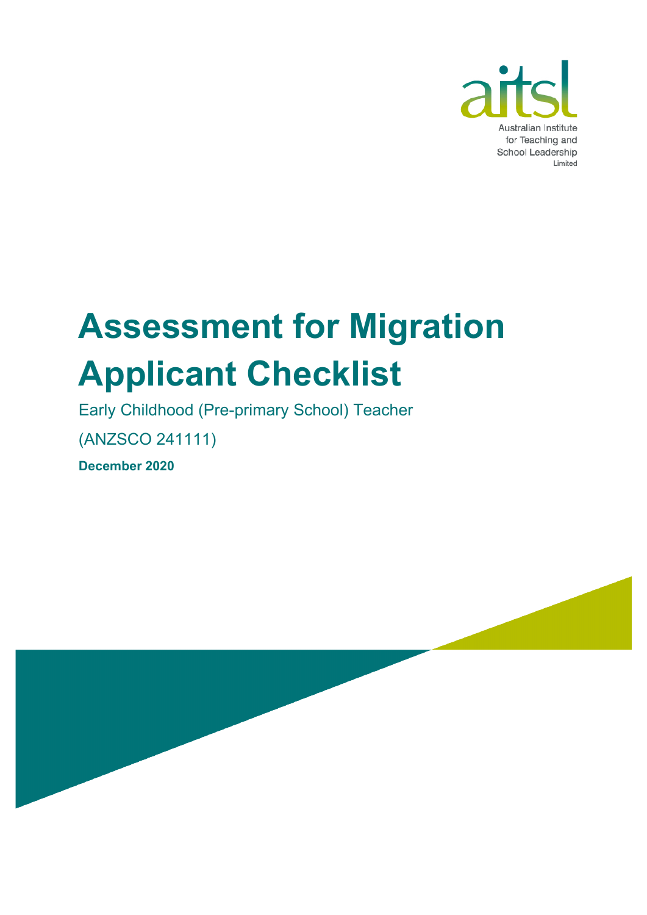Australian Institute for Teaching and School Leadership Limited

# Assessment for Migration Applicant Checklist

Early Childhood (Pre-primary School) Teacher

(ANZSCO 241111)

**December 2020**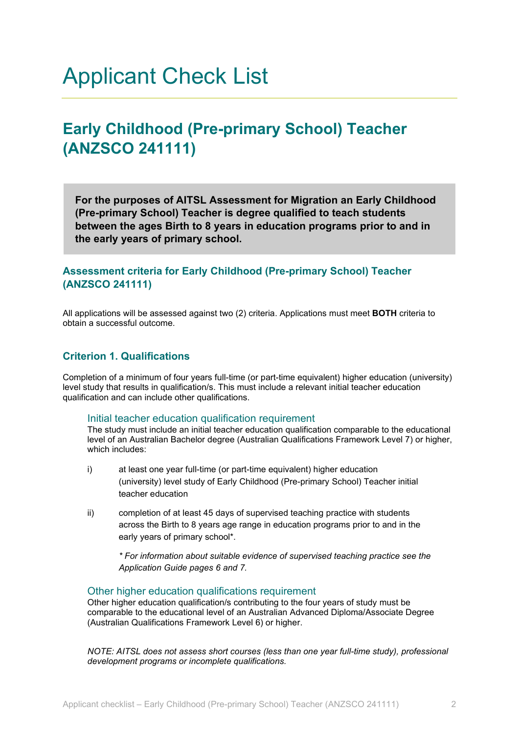# Applicant Check List

## Early Childhood (Pre-primary School) Teacher (ANZSCO 241111)

**For the purposes of AITSL Assessment for Migration an Early Childhood (Pre-primary School) Teacher is degree qualified to teach students between the ages Birth to 8 years in education programs prior to and in the early years of primary school.**

### Assessment criteria for Early Childhood (Pre-primary School) Teacher (ANZSCO 241111)

All applications will be assessed against two (2) criteria. Applications must meet **BOTH** criteria to obtain a successful outcome.

### Criterion 1. Qualifications

Completion of a minimum of four years full-time (or part-time equivalent) higher education (university) level study that results in qualification/s. This must include a relevant initial teacher education qualification and can include other qualifications.

#### Initial teacher education qualification requirement

The study must include an initial teacher education qualification comparable to the educational level of an Australian Bachelor degree (Australian Qualifications Framework Level 7) or higher, which includes:

i) at least one year full-time (or part-time equivalent) higher education (university) level study of Early Childhood (Pre-primary School) Teacher initial teacher education

ii) completion of at least 45 days of supervised teaching practice with students across the Birth to 8 years age range in education programs prior to and in the early years of primary school*.

*\* For information about suitable evidence of supervised teaching practice see the Application Guide pages 6 and 7.*

#### Other higher education qualifications requirement

Other higher education qualification/s contributing to the four years of study must be comparable to the educational level of an Australian Advanced Diploma/Associate Degree (Australian Qualifications Framework Level 6) or higher.

*NOTE: AITSL does not assess short courses (less than one year full-time study), professional development programs or incomplete qualifications.*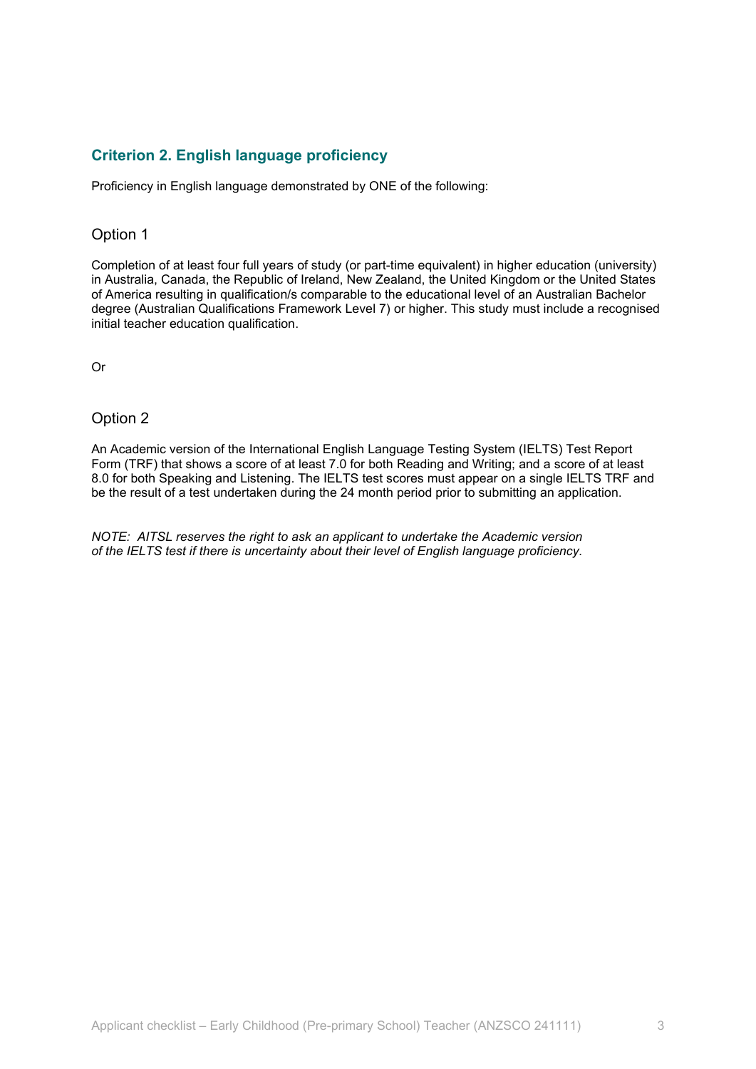## Criterion 2. English language proficiency

Proficiency in English language demonstrated by ONE of the following:

### Option 1

Completion of at least four full years of study (or part-time equivalent) in higher education (university) in Australia, Canada, the Republic of Ireland, New Zealand, the United Kingdom or the United States of America resulting in qualification/s comparable to the educational level of an Australian Bachelor degree (Australian Qualifications Framework Level 7) or higher. This study must include a recognised initial teacher education qualification.

Or

### Option 2

An Academic version of the International English Language Testing System (IELTS) Test Report Form (TRF) that shows a score of at least 7.0 for both Reading and Writing; and a score of at least 8.0 for both Speaking and Listening. The IELTS test scores must appear on a single IELTS TRF and be the result of a test undertaken during the 24 month period prior to submitting an application.

*NOTE: AITSL reserves the right to ask an applicant to undertake the Academic version of the IELTS test if there is uncertainty about their level of English language proficiency.*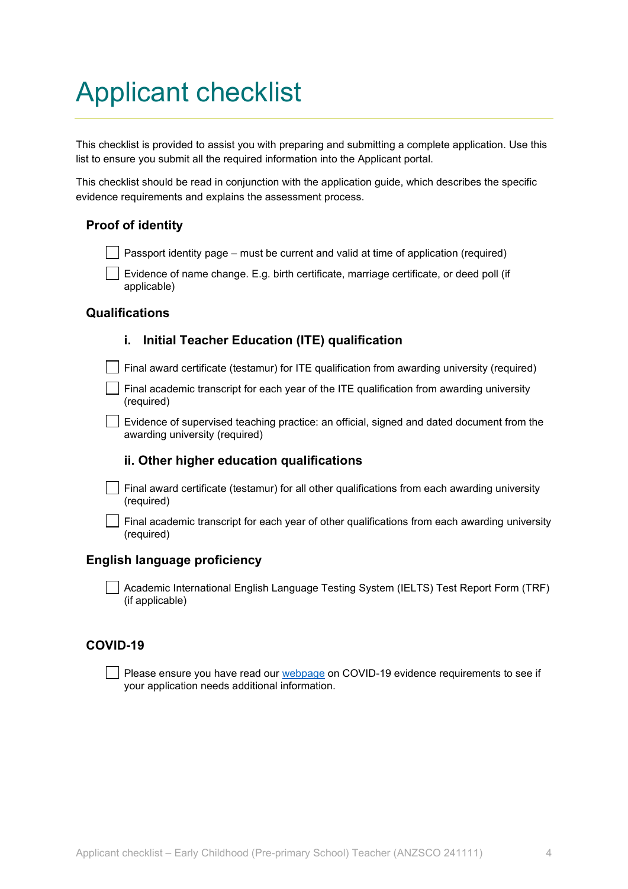# Applicant checklist

This checklist is provided to assist you with preparing and submitting a complete application. Use this list to ensure you submit all the required information into the Applicant portal.

This checklist should be read in conjunction with the application guide, which describes the specific evidence requirements and explains the assessment process.

## Proof of identity

- [ ] Passport identity page – must be current and valid at time of application (required)
- [ ] Evidence of name change. E.g. birth certificate, marriage certificate, or deed poll (if applicable)

## Qualifications

### i. Initial Teacher Education (ITE) qualification

- [ ] Final award certificate (testamur) for ITE qualification from awarding university (required)
- [ ] Final academic transcript for each year of the ITE qualification from awarding university (required)
- [ ] Evidence of supervised teaching practice: an official, signed and dated document from the awarding university (required)

### ii. Other higher education qualifications

- [ ] Final award certificate (testamur) for all other qualifications from each awarding university (required)
- [ ] Final academic transcript for each year of other qualifications from each awarding university (required)

## English language proficiency

- [ ] Academic International English Language Testing System (IELTS) Test Report Form (TRF) (if applicable)

## COVID-19

- [ ] Please ensure you have read our [webpage]() on COVID-19 evidence requirements to see if your application needs additional information.